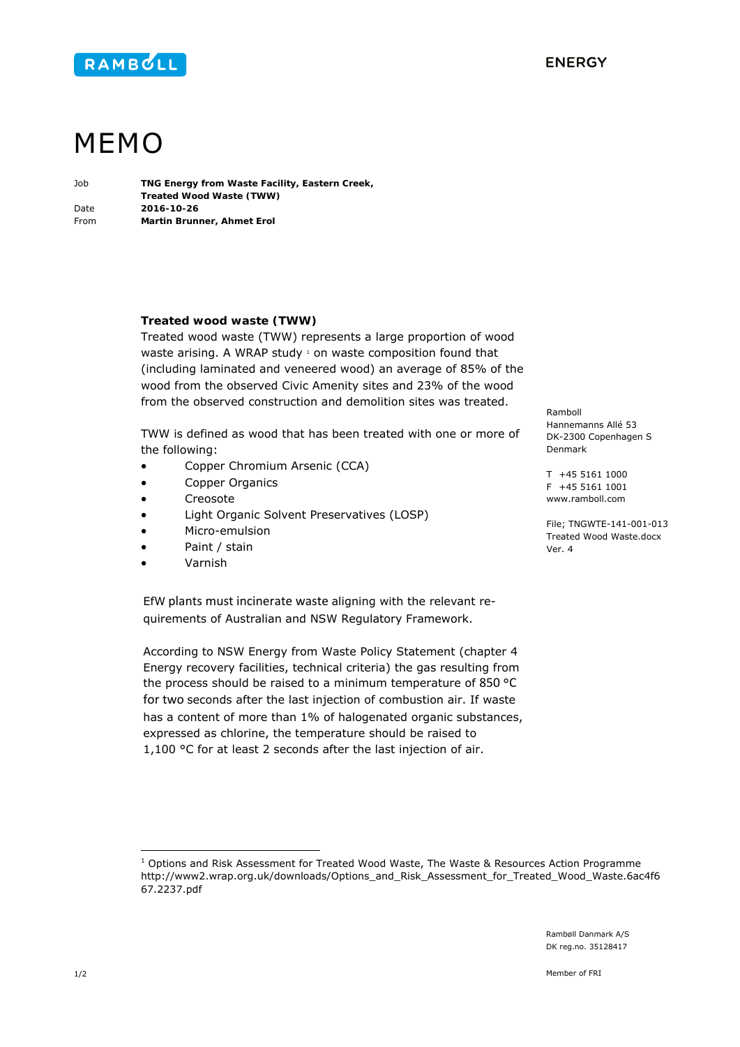RAMBØLL

ENERGY

# MEMO

Job **TNG Energy from Waste Facility, Eastern Creek, Treated Wood Waste (TWW)**
Date **2016-10-26**
From **Martin Brunner, Ahmet Erol**

Ramboll
Hannemanns Allé 53
DK-2300 Copenhagen S
Denmark

T +45 5161 1000
F +45 5161 1001
www.ramboll.com

File; TNGWTE-141-001-013 Treated Wood Waste.docx
Ver. 4

## Treated wood waste (TWW)

Treated wood waste (TWW) represents a large proportion of wood waste arising. A WRAP study [1] on waste composition found that (including laminated and veneered wood) an average of 85% of the wood from the observed Civic Amenity sites and 23% of the wood from the observed construction and demolition sites was treated.

TWW is defined as wood that has been treated with one or more of the following:

- Copper Chromium Arsenic (CCA)
- Copper Organics
- Creosote
- Light Organic Solvent Preservatives (LOSP)
- Micro-emulsion
- Paint / stain
- Varnish

EfW plants must incinerate waste aligning with the relevant requirements of Australian and NSW Regulatory Framework.

According to NSW Energy from Waste Policy Statement (chapter 4 Energy recovery facilities, technical criteria) the gas resulting from the process should be raised to a minimum temperature of 850 °C for two seconds after the last injection of combustion air. If waste has a content of more than 1% of halogenated organic substances, expressed as chlorine, the temperature should be raised to 1,100 °C for at least 2 seconds after the last injection of air.

[1] Options and Risk Assessment for Treated Wood Waste, The Waste & Resources Action Programme http://www2.wrap.org.uk/downloads/Options_and_Risk_Assessment_for_Treated_Wood_Waste.6ac4f667.2237.pdf

Rambøll Danmark A/S
DK reg.no. 35128417

Member of FRI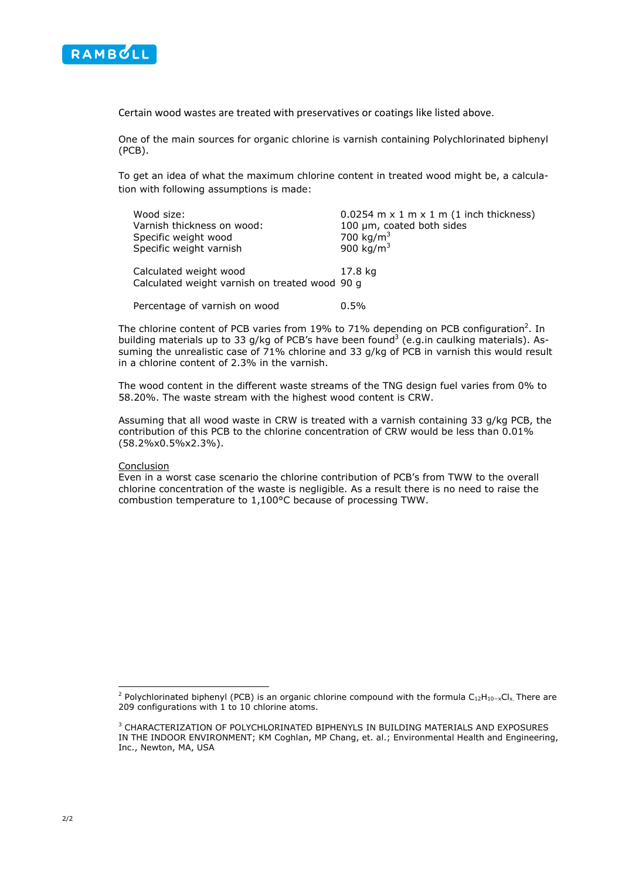Certain wood wastes are treated with preservatives or coatings like listed above.

One of the main sources for organic chlorine is varnish containing Polychlorinated biphenyl (PCB).

To get an idea of what the maximum chlorine content in treated wood might be, a calculation with following assumptions is made:

| | |
|---|---|
| Wood size: | 0.0254 m x 1 m x 1 m (1 inch thickness) |
| Varnish thickness on wood: | 100 µm, coated both sides |
| Specific weight wood | 700 kg/m$^3$ |
| Specific weight varnish | 900 kg/m$^3$ |
| | |
| Calculated weight wood | 17.8 kg |
| Calculated weight varnish on treated wood | 90 g |
| | |
| Percentage of varnish on wood | 0.5% |

The chlorine content of PCB varies from 19% to 71% depending on PCB configuration[2]. In building materials up to 33 g/kg of PCB's have been found[3] (e.g.in caulking materials). Assuming the unrealistic case of 71% chlorine and 33 g/kg of PCB in varnish this would result in a chlorine content of 2.3% in the varnish.

The wood content in the different waste streams of the TNG design fuel varies from 0% to 58.20%. The waste stream with the highest wood content is CRW.

Assuming that all wood waste in CRW is treated with a varnish containing 33 g/kg PCB, the contribution of this PCB to the chlorine concentration of CRW would be less than 0.01% (58.2%x0.5%x2.3%).

Conclusion

Even in a worst case scenario the chlorine contribution of PCB's from TWW to the overall chlorine concentration of the waste is negligible. As a result there is no need to raise the combustion temperature to 1,100°C because of processing TWW.

---

[2] Polychlorinated biphenyl (PCB) is an organic chlorine compound with the formula $C_{12}H_{10-x}Cl_x$. There are 209 configurations with 1 to 10 chlorine atoms.

[3] CHARACTERIZATION OF POLYCHLORINATED BIPHENYLS IN BUILDING MATERIALS AND EXPOSURES IN THE INDOOR ENVIRONMENT; KM Coghlan, MP Chang, et. al.; Environmental Health and Engineering, Inc., Newton, MA, USA